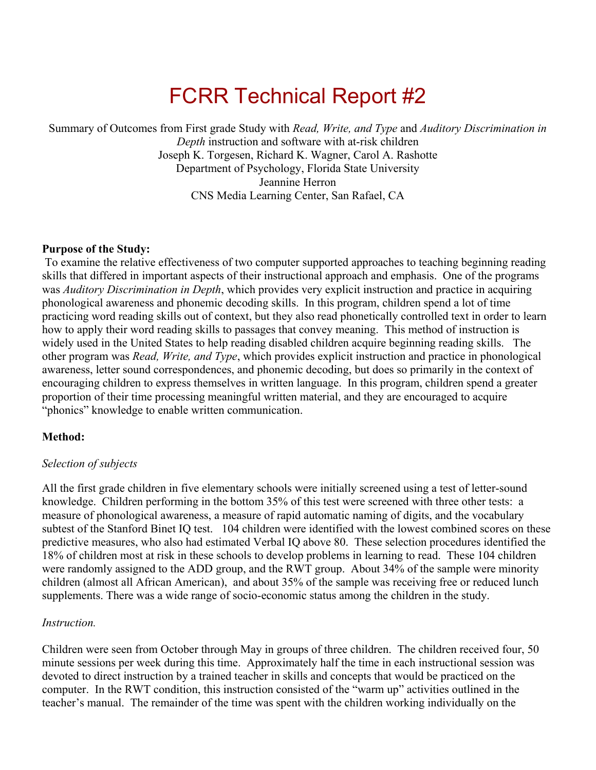# FCRR Technical Report #2

Summary of Outcomes from First grade Study with *Read, Write, and Type* and *Auditory Discrimination in Depth* instruction and software with at-risk children
Joseph K. Torgesen, Richard K. Wagner, Carol A. Rashotte
Department of Psychology, Florida State University
Jeannine Herron
CNS Media Learning Center, San Rafael, CA

**Purpose of the Study:**

To examine the relative effectiveness of two computer supported approaches to teaching beginning reading skills that differed in important aspects of their instructional approach and emphasis. One of the programs was *Auditory Discrimination in Depth*, which provides very explicit instruction and practice in acquiring phonological awareness and phonemic decoding skills. In this program, children spend a lot of time practicing word reading skills out of context, but they also read phonetically controlled text in order to learn how to apply their word reading skills to passages that convey meaning. This method of instruction is widely used in the United States to help reading disabled children acquire beginning reading skills. The other program was *Read, Write, and Type*, which provides explicit instruction and practice in phonological awareness, letter sound correspondences, and phonemic decoding, but does so primarily in the context of encouraging children to express themselves in written language. In this program, children spend a greater proportion of their time processing meaningful written material, and they are encouraged to acquire "phonics" knowledge to enable written communication.

**Method:**

*Selection of subjects*

All the first grade children in five elementary schools were initially screened using a test of letter-sound knowledge. Children performing in the bottom 35% of this test were screened with three other tests: a measure of phonological awareness, a measure of rapid automatic naming of digits, and the vocabulary subtest of the Stanford Binet IQ test. 104 children were identified with the lowest combined scores on these predictive measures, who also had estimated Verbal IQ above 80. These selection procedures identified the 18% of children most at risk in these schools to develop problems in learning to read. These 104 children were randomly assigned to the ADD group, and the RWT group. About 34% of the sample were minority children (almost all African American), and about 35% of the sample was receiving free or reduced lunch supplements. There was a wide range of socio-economic status among the children in the study.

*Instruction.*

Children were seen from October through May in groups of three children. The children received four, 50 minute sessions per week during this time. Approximately half the time in each instructional session was devoted to direct instruction by a trained teacher in skills and concepts that would be practiced on the computer. In the RWT condition, this instruction consisted of the "warm up" activities outlined in the teacher's manual. The remainder of the time was spent with the children working individually on the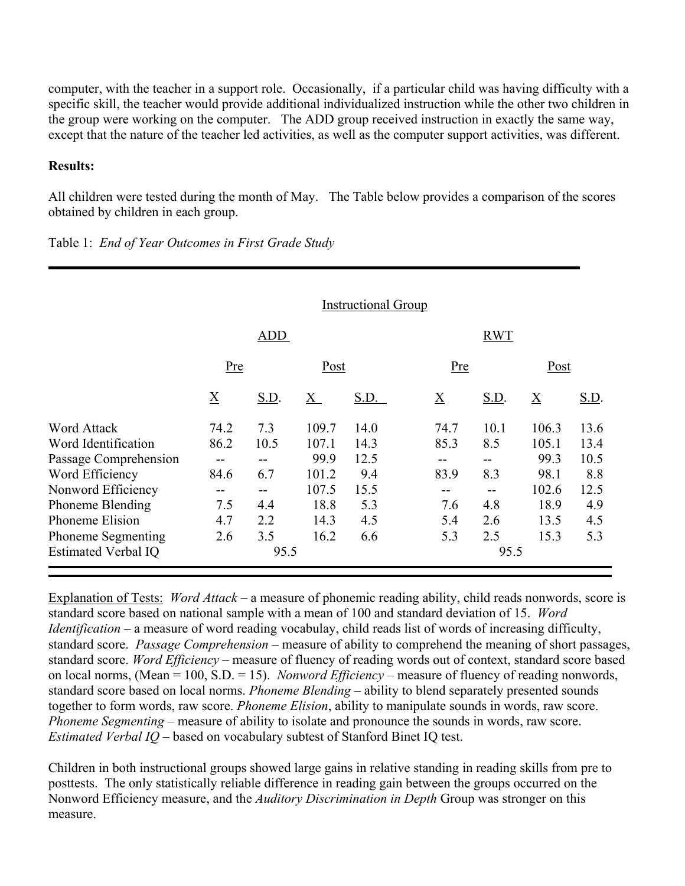computer, with the teacher in a support role. Occasionally, if a particular child was having difficulty with a specific skill, the teacher would provide additional individualized instruction while the other two children in the group were working on the computer. The ADD group received instruction in exactly the same way, except that the nature of the teacher led activities, as well as the computer support activities, was different.

**Results:**

All children were tested during the month of May. The Table below provides a comparison of the scores obtained by children in each group.

Table 1: *End of Year Outcomes in First Grade Study*

| | Instructional Group | | | | | | | |
|---|---|---|---|---|---|---|---|---|
| | ADD | | | | RWT | | | |
| | Pre | | Post | | Pre | | Post | |
| | X | S.D. | X | S.D. | X | S.D. | X | S.D. |
| Word Attack | 74.2 | 7.3 | 109.7 | 14.0 | 74.7 | 10.1 | 106.3 | 13.6 |
| Word Identification | 86.2 | 10.5 | 107.1 | 14.3 | 85.3 | 8.5 | 105.1 | 13.4 |
| Passage Comprehension | -- | -- | 99.9 | 12.5 | -- | -- | 99.3 | 10.5 |
| Word Efficiency | 84.6 | 6.7 | 101.2 | 9.4 | 83.9 | 8.3 | 98.1 | 8.8 |
| Nonword Efficiency | -- | -- | 107.5 | 15.5 | -- | -- | 102.6 | 12.5 |
| Phoneme Blending | 7.5 | 4.4 | 18.8 | 5.3 | 7.6 | 4.8 | 18.9 | 4.9 |
| Phoneme Elision | 4.7 | 2.2 | 14.3 | 4.5 | 5.4 | 2.6 | 13.5 | 4.5 |
| Phoneme Segmenting | 2.6 | 3.5 | 16.2 | 6.6 | 5.3 | 2.5 | 15.3 | 5.3 |
| Estimated Verbal IQ | 95.5 | | | | 95.5 | | | |

Explanation of Tests: *Word Attack* – a measure of phonemic reading ability, child reads nonwords, score is standard score based on national sample with a mean of 100 and standard deviation of 15. *Word Identification* – a measure of word reading vocabulay, child reads list of words of increasing difficulty, standard score. *Passage Comprehension* – measure of ability to comprehend the meaning of short passages, standard score. *Word Efficiency* – measure of fluency of reading words out of context, standard score based on local norms, (Mean = 100, S.D. = 15). *Nonword Efficiency* – measure of fluency of reading nonwords, standard score based on local norms. *Phoneme Blending* – ability to blend separately presented sounds together to form words, raw score. *Phoneme Elision*, ability to manipulate sounds in words, raw score. *Phoneme Segmenting* – measure of ability to isolate and pronounce the sounds in words, raw score. *Estimated Verbal IQ* – based on vocabulary subtest of Stanford Binet IQ test.

Children in both instructional groups showed large gains in relative standing in reading skills from pre to posttests. The only statistically reliable difference in reading gain between the groups occurred on the Nonword Efficiency measure, and the *Auditory Discrimination in Depth* Group was stronger on this measure.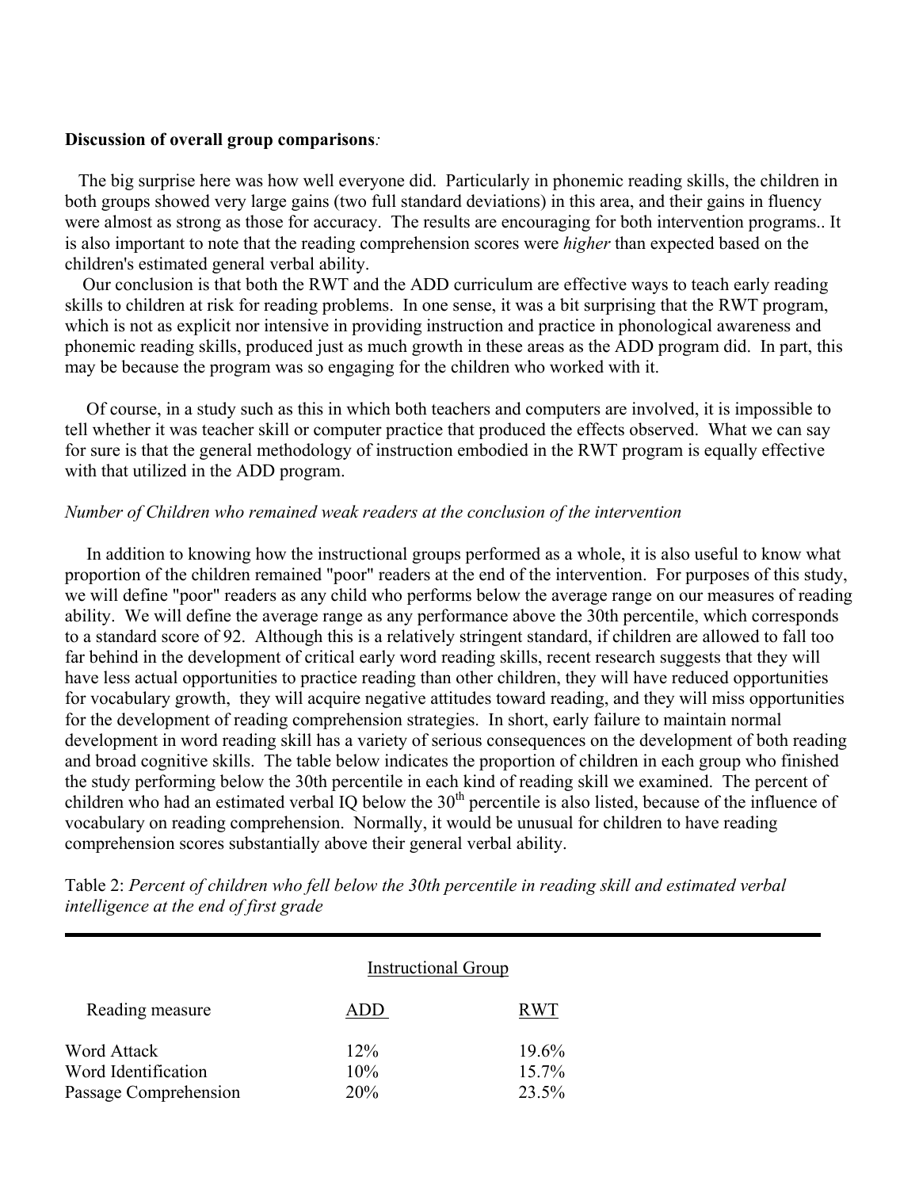**Discussion of overall group comparisons***:*

The big surprise here was how well everyone did. Particularly in phonemic reading skills, the children in both groups showed very large gains (two full standard deviations) in this area, and their gains in fluency were almost as strong as those for accuracy. The results are encouraging for both intervention programs.. It is also important to note that the reading comprehension scores were *higher* than expected based on the children's estimated general verbal ability.

Our conclusion is that both the RWT and the ADD curriculum are effective ways to teach early reading skills to children at risk for reading problems. In one sense, it was a bit surprising that the RWT program, which is not as explicit nor intensive in providing instruction and practice in phonological awareness and phonemic reading skills, produced just as much growth in these areas as the ADD program did. In part, this may be because the program was so engaging for the children who worked with it.

Of course, in a study such as this in which both teachers and computers are involved, it is impossible to tell whether it was teacher skill or computer practice that produced the effects observed. What we can say for sure is that the general methodology of instruction embodied in the RWT program is equally effective with that utilized in the ADD program.

*Number of Children who remained weak readers at the conclusion of the intervention*

In addition to knowing how the instructional groups performed as a whole, it is also useful to know what proportion of the children remained "poor" readers at the end of the intervention. For purposes of this study, we will define "poor" readers as any child who performs below the average range on our measures of reading ability. We will define the average range as any performance above the 30th percentile, which corresponds to a standard score of 92. Although this is a relatively stringent standard, if children are allowed to fall too far behind in the development of critical early word reading skills, recent research suggests that they will have less actual opportunities to practice reading than other children, they will have reduced opportunities for vocabulary growth, they will acquire negative attitudes toward reading, and they will miss opportunities for the development of reading comprehension strategies. In short, early failure to maintain normal development in word reading skill has a variety of serious consequences on the development of both reading and broad cognitive skills. The table below indicates the proportion of children in each group who finished the study performing below the 30th percentile in each kind of reading skill we examined. The percent of children who had an estimated verbal IQ below the 30th percentile is also listed, because of the influence of vocabulary on reading comprehension. Normally, it would be unusual for children to have reading comprehension scores substantially above their general verbal ability.

Table 2: *Percent of children who fell below the 30th percentile in reading skill and estimated verbal intelligence at the end of first grade*

| | Instructional Group | |
|---|---|---|
| Reading measure | ADD | RWT |
| Word Attack | 12% | 19.6% |
| Word Identification | 10% | 15.7% |
| Passage Comprehension | 20% | 23.5% |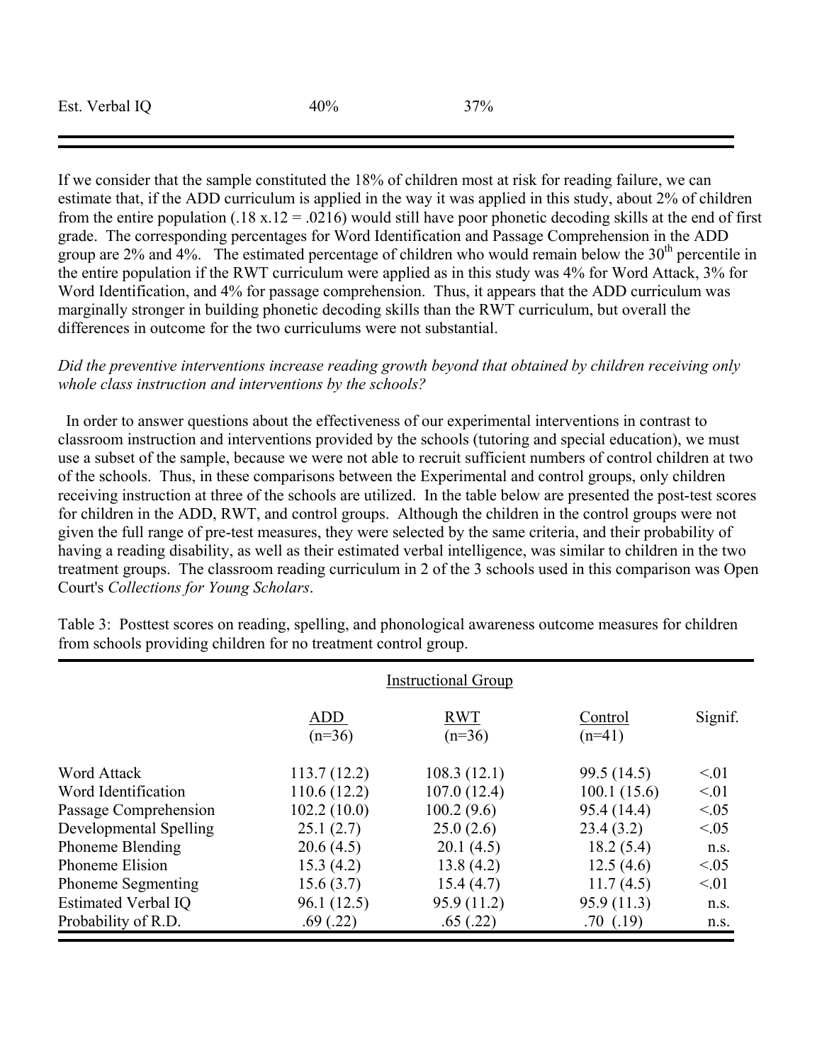| Est. Verbal IQ | 40% | 37% |
|---|---|---|

If we consider that the sample constituted the 18% of children most at risk for reading failure, we can estimate that, if the ADD curriculum is applied in the way it was applied in this study, about 2% of children from the entire population (.18 x.12 = .0216) would still have poor phonetic decoding skills at the end of first grade. The corresponding percentages for Word Identification and Passage Comprehension in the ADD group are 2% and 4%. The estimated percentage of children who would remain below the 30th percentile in the entire population if the RWT curriculum were applied as in this study was 4% for Word Attack, 3% for Word Identification, and 4% for passage comprehension. Thus, it appears that the ADD curriculum was marginally stronger in building phonetic decoding skills than the RWT curriculum, but overall the differences in outcome for the two curriculums were not substantial.

*Did the preventive interventions increase reading growth beyond that obtained by children receiving only whole class instruction and interventions by the schools?*

In order to answer questions about the effectiveness of our experimental interventions in contrast to classroom instruction and interventions provided by the schools (tutoring and special education), we must use a subset of the sample, because we were not able to recruit sufficient numbers of control children at two of the schools. Thus, in these comparisons between the Experimental and control groups, only children receiving instruction at three of the schools are utilized. In the table below are presented the post-test scores for children in the ADD, RWT, and control groups. Although the children in the control groups were not given the full range of pre-test measures, they were selected by the same criteria, and their probability of having a reading disability, as well as their estimated verbal intelligence, was similar to children in the two treatment groups. The classroom reading curriculum in 2 of the 3 schools used in this comparison was Open Court's *Collections for Young Scholars*.

Table 3: Posttest scores on reading, spelling, and phonological awareness outcome measures for children from schools providing children for no treatment control group.

| | Instructional Group | | | |
|---|---|---|---|---|
| | ADD (n=36) | RWT (n=36) | Control (n=41) | Signif. |
| Word Attack | 113.7 (12.2) | 108.3 (12.1) | 99.5 (14.5) | <.01 |
| Word Identification | 110.6 (12.2) | 107.0 (12.4) | 100.1 (15.6) | <.01 |
| Passage Comprehension | 102.2 (10.0) | 100.2 (9.6) | 95.4 (14.4) | <.05 |
| Developmental Spelling | 25.1 (2.7) | 25.0 (2.6) | 23.4 (3.2) | <.05 |
| Phoneme Blending | 20.6 (4.5) | 20.1 (4.5) | 18.2 (5.4) | n.s. |
| Phoneme Elision | 15.3 (4.2) | 13.8 (4.2) | 12.5 (4.6) | <.05 |
| Phoneme Segmenting | 15.6 (3.7) | 15.4 (4.7) | 11.7 (4.5) | <.01 |
| Estimated Verbal IQ | 96.1 (12.5) | 95.9 (11.2) | 95.9 (11.3) | n.s. |
| Probability of R.D. | .69 (.22) | .65 (.22) | .70 (.19) | n.s. |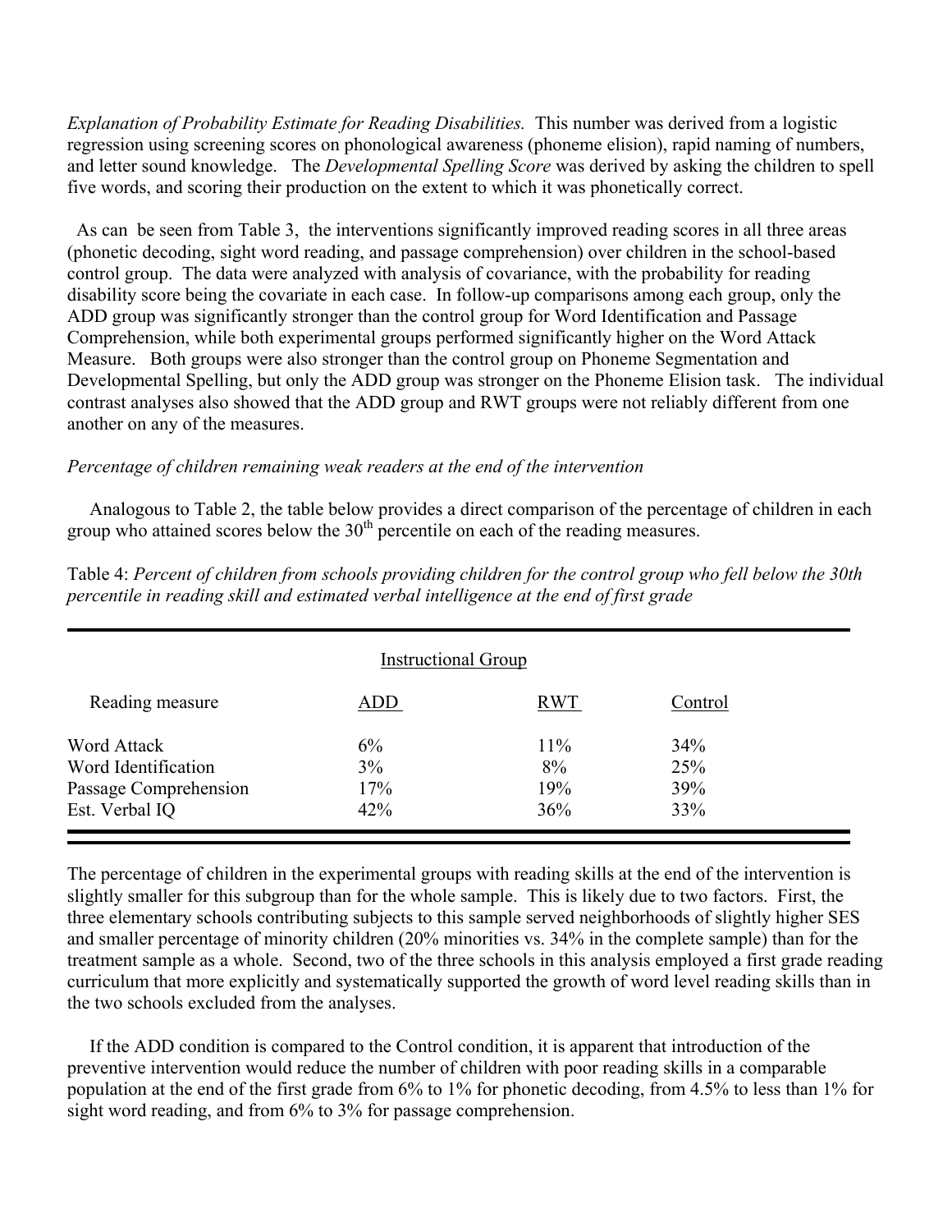*Explanation of Probability Estimate for Reading Disabilities.* This number was derived from a logistic regression using screening scores on phonological awareness (phoneme elision), rapid naming of numbers, and letter sound knowledge. The *Developmental Spelling Score* was derived by asking the children to spell five words, and scoring their production on the extent to which it was phonetically correct.

As can be seen from Table 3, the interventions significantly improved reading scores in all three areas (phonetic decoding, sight word reading, and passage comprehension) over children in the school-based control group. The data were analyzed with analysis of covariance, with the probability for reading disability score being the covariate in each case. In follow-up comparisons among each group, only the ADD group was significantly stronger than the control group for Word Identification and Passage Comprehension, while both experimental groups performed significantly higher on the Word Attack Measure. Both groups were also stronger than the control group on Phoneme Segmentation and Developmental Spelling, but only the ADD group was stronger on the Phoneme Elision task. The individual contrast analyses also showed that the ADD group and RWT groups were not reliably different from one another on any of the measures.

*Percentage of children remaining weak readers at the end of the intervention*

Analogous to Table 2, the table below provides a direct comparison of the percentage of children in each group who attained scores below the 30th percentile on each of the reading measures.

Table 4: *Percent of children from schools providing children for the control group who fell below the 30th percentile in reading skill and estimated verbal intelligence at the end of first grade*

| | Instructional Group | | |
|---|---|---|---|
| Reading measure | ADD | RWT | Control |
| Word Attack | 6% | 11% | 34% |
| Word Identification | 3% | 8% | 25% |
| Passage Comprehension | 17% | 19% | 39% |
| Est. Verbal IQ | 42% | 36% | 33% |

The percentage of children in the experimental groups with reading skills at the end of the intervention is slightly smaller for this subgroup than for the whole sample. This is likely due to two factors. First, the three elementary schools contributing subjects to this sample served neighborhoods of slightly higher SES and smaller percentage of minority children (20% minorities vs. 34% in the complete sample) than for the treatment sample as a whole. Second, two of the three schools in this analysis employed a first grade reading curriculum that more explicitly and systematically supported the growth of word level reading skills than in the two schools excluded from the analyses.

If the ADD condition is compared to the Control condition, it is apparent that introduction of the preventive intervention would reduce the number of children with poor reading skills in a comparable population at the end of the first grade from 6% to 1% for phonetic decoding, from 4.5% to less than 1% for sight word reading, and from 6% to 3% for passage comprehension.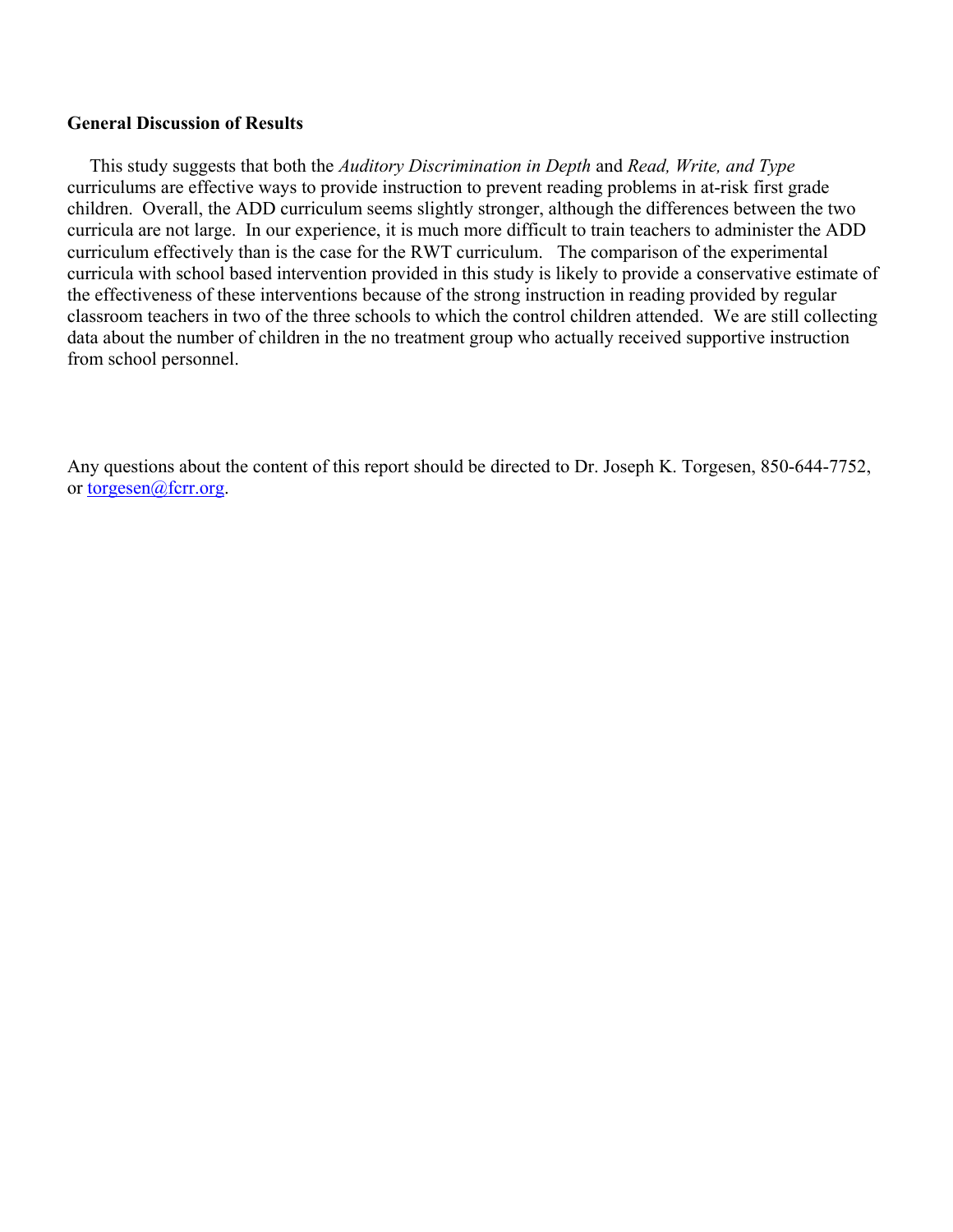**General Discussion of Results**

This study suggests that both the *Auditory Discrimination in Depth* and *Read, Write, and Type* curriculums are effective ways to provide instruction to prevent reading problems in at-risk first grade children. Overall, the ADD curriculum seems slightly stronger, although the differences between the two curricula are not large. In our experience, it is much more difficult to train teachers to administer the ADD curriculum effectively than is the case for the RWT curriculum. The comparison of the experimental curricula with school based intervention provided in this study is likely to provide a conservative estimate of the effectiveness of these interventions because of the strong instruction in reading provided by regular classroom teachers in two of the three schools to which the control children attended. We are still collecting data about the number of children in the no treatment group who actually received supportive instruction from school personnel.

Any questions about the content of this report should be directed to Dr. Joseph K. Torgesen, 850-644-7752, or torgesen@fcrr.org.